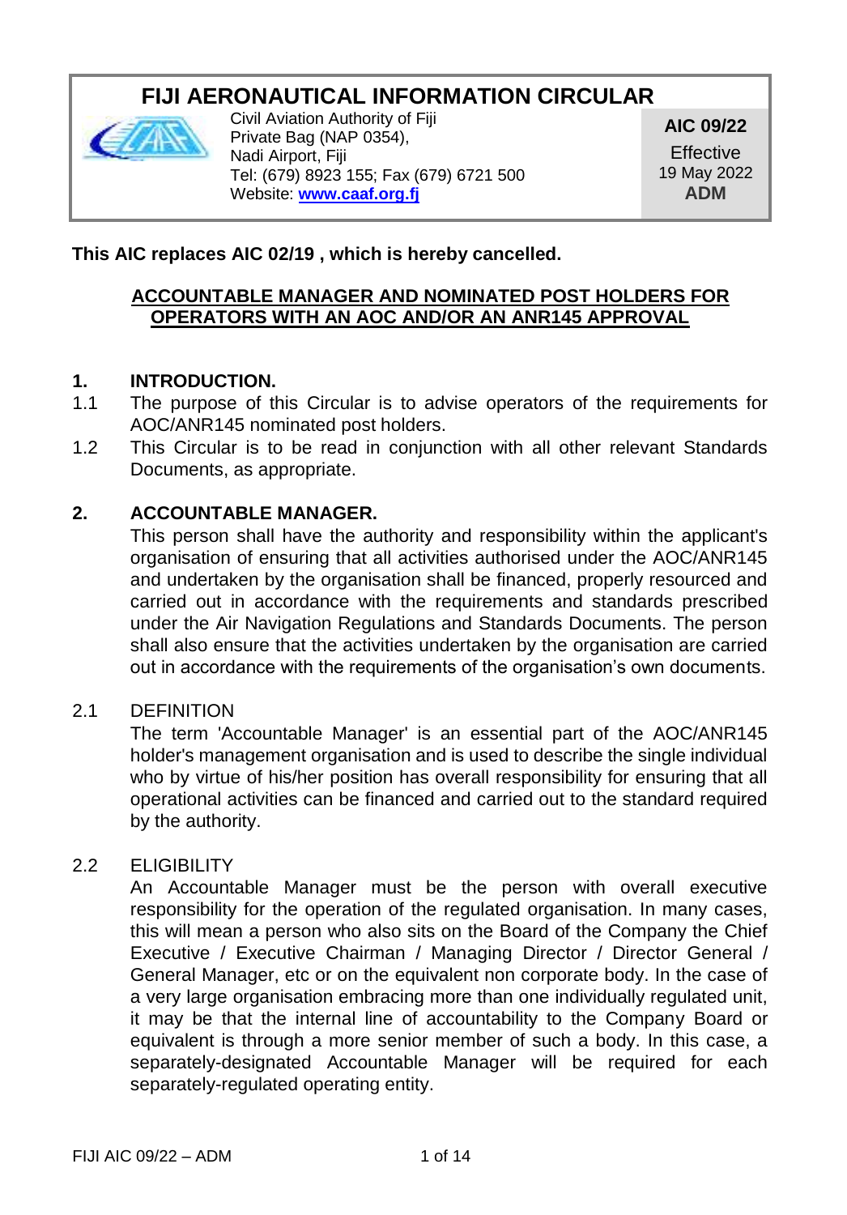# FIJI AERONAUTICAL INFORMATION CIRCULAR

Civil Aviation Authority of Fiji
Private Bag (NAP 0354),
Nadi Airport, Fiji
Tel: (679) 8923 155; Fax (679) 6721 500
Website: **www.caaf.org.fj**

**AIC 09/22**
Effective
19 May 2022
**ADM**

**This AIC replaces AIC 02/19 , which is hereby cancelled.**

## ACCOUNTABLE MANAGER AND NOMINATED POST HOLDERS FOR OPERATORS WITH AN AOC AND/OR AN ANR145 APPROVAL

### 1. INTRODUCTION.

1.1 The purpose of this Circular is to advise operators of the requirements for AOC/ANR145 nominated post holders.

1.2 This Circular is to be read in conjunction with all other relevant Standards Documents, as appropriate.

### 2. ACCOUNTABLE MANAGER.

This person shall have the authority and responsibility within the applicant's organisation of ensuring that all activities authorised under the AOC/ANR145 and undertaken by the organisation shall be financed, properly resourced and carried out in accordance with the requirements and standards prescribed under the Air Navigation Regulations and Standards Documents. The person shall also ensure that the activities undertaken by the organisation are carried out in accordance with the requirements of the organisation's own documents.

2.1 DEFINITION

The term 'Accountable Manager' is an essential part of the AOC/ANR145 holder's management organisation and is used to describe the single individual who by virtue of his/her position has overall responsibility for ensuring that all operational activities can be financed and carried out to the standard required by the authority.

2.2 ELIGIBILITY

An Accountable Manager must be the person with overall executive responsibility for the operation of the regulated organisation. In many cases, this will mean a person who also sits on the Board of the Company the Chief Executive / Executive Chairman / Managing Director / Director General / General Manager, etc or on the equivalent non corporate body. In the case of a very large organisation embracing more than one individually regulated unit, it may be that the internal line of accountability to the Company Board or equivalent is through a more senior member of such a body. In this case, a separately-designated Accountable Manager will be required for each separately-regulated operating entity.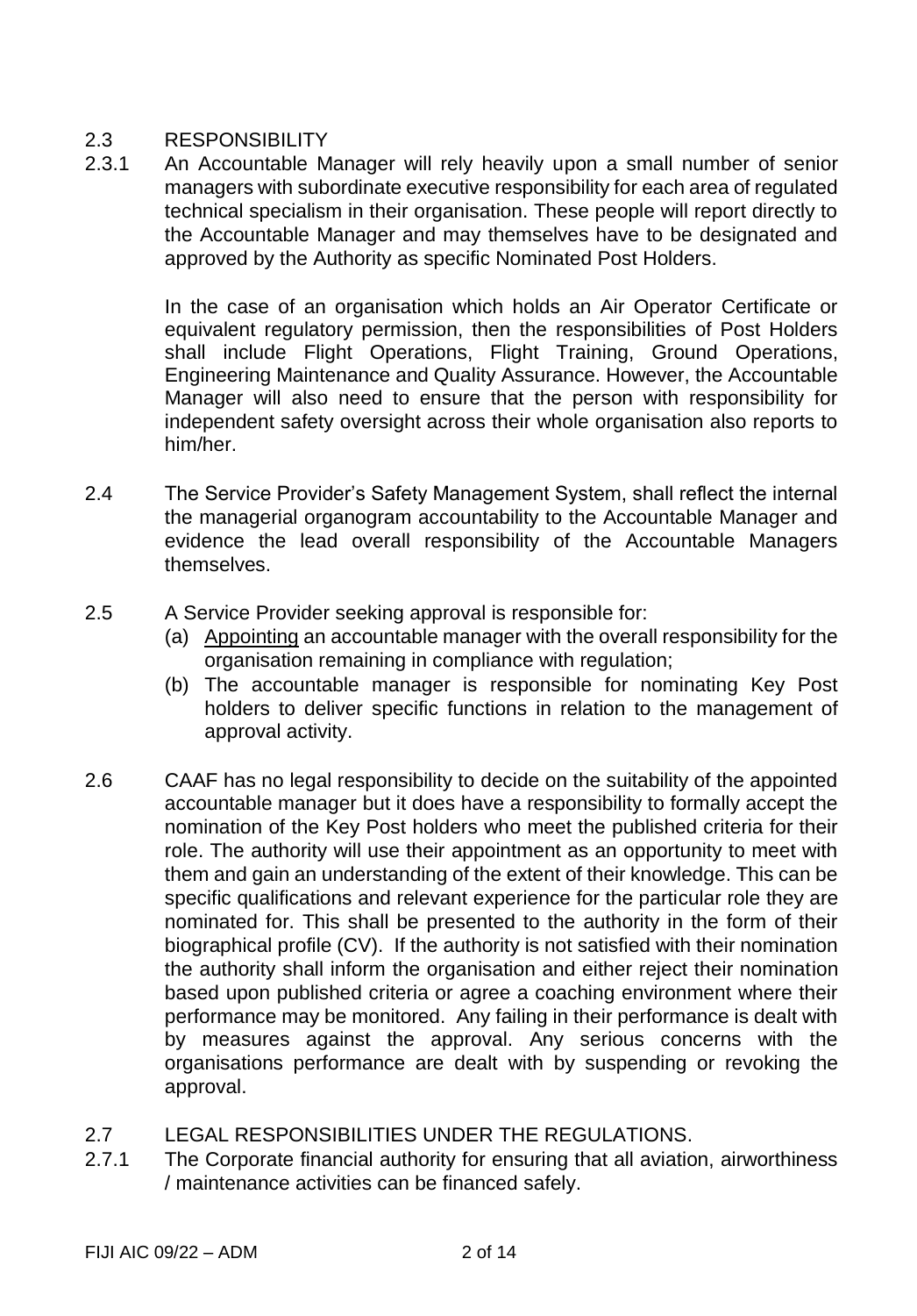## 2.3 RESPONSIBILITY

2.3.1 An Accountable Manager will rely heavily upon a small number of senior managers with subordinate executive responsibility for each area of regulated technical specialism in their organisation. These people will report directly to the Accountable Manager and may themselves have to be designated and approved by the Authority as specific Nominated Post Holders.

In the case of an organisation which holds an Air Operator Certificate or equivalent regulatory permission, then the responsibilities of Post Holders shall include Flight Operations, Flight Training, Ground Operations, Engineering Maintenance and Quality Assurance. However, the Accountable Manager will also need to ensure that the person with responsibility for independent safety oversight across their whole organisation also reports to him/her.

2.4 The Service Provider's Safety Management System, shall reflect the internal the managerial organogram accountability to the Accountable Manager and evidence the lead overall responsibility of the Accountable Managers themselves.

2.5 A Service Provider seeking approval is responsible for:

(a) Appointing an accountable manager with the overall responsibility for the organisation remaining in compliance with regulation;

(b) The accountable manager is responsible for nominating Key Post holders to deliver specific functions in relation to the management of approval activity.

2.6 CAAF has no legal responsibility to decide on the suitability of the appointed accountable manager but it does have a responsibility to formally accept the nomination of the Key Post holders who meet the published criteria for their role. The authority will use their appointment as an opportunity to meet with them and gain an understanding of the extent of their knowledge. This can be specific qualifications and relevant experience for the particular role they are nominated for. This shall be presented to the authority in the form of their biographical profile (CV). If the authority is not satisfied with their nomination the authority shall inform the organisation and either reject their nomination based upon published criteria or agree a coaching environment where their performance may be monitored. Any failing in their performance is dealt with by measures against the approval. Any serious concerns with the organisations performance are dealt with by suspending or revoking the approval.

## 2.7 LEGAL RESPONSIBILITIES UNDER THE REGULATIONS.

2.7.1 The Corporate financial authority for ensuring that all aviation, airworthiness / maintenance activities can be financed safely.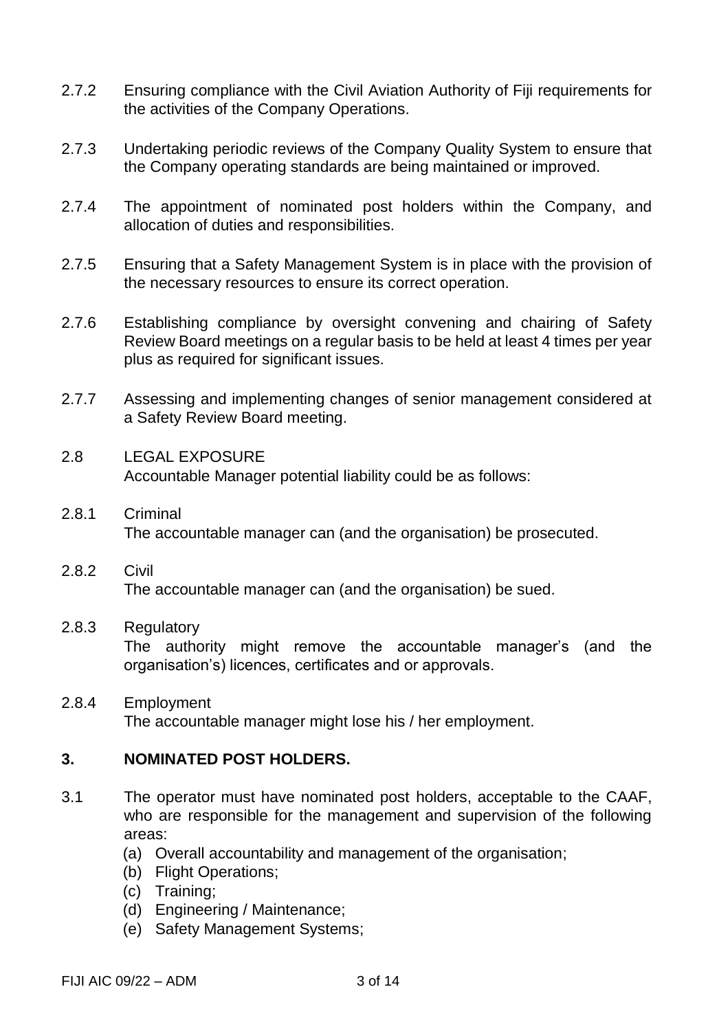2.7.2 Ensuring compliance with the Civil Aviation Authority of Fiji requirements for the activities of the Company Operations.

2.7.3 Undertaking periodic reviews of the Company Quality System to ensure that the Company operating standards are being maintained or improved.

2.7.4 The appointment of nominated post holders within the Company, and allocation of duties and responsibilities.

2.7.5 Ensuring that a Safety Management System is in place with the provision of the necessary resources to ensure its correct operation.

2.7.6 Establishing compliance by oversight convening and chairing of Safety Review Board meetings on a regular basis to be held at least 4 times per year plus as required for significant issues.

2.7.7 Assessing and implementing changes of senior management considered at a Safety Review Board meeting.

2.8 LEGAL EXPOSURE
Accountable Manager potential liability could be as follows:

2.8.1 Criminal
The accountable manager can (and the organisation) be prosecuted.

2.8.2 Civil
The accountable manager can (and the organisation) be sued.

2.8.3 Regulatory
The authority might remove the accountable manager's (and the organisation's) licences, certificates and or approvals.

2.8.4 Employment
The accountable manager might lose his / her employment.

## 3. NOMINATED POST HOLDERS.

3.1 The operator must have nominated post holders, acceptable to the CAAF, who are responsible for the management and supervision of the following areas:

(a) Overall accountability and management of the organisation;
(b) Flight Operations;
(c) Training;
(d) Engineering / Maintenance;
(e) Safety Management Systems;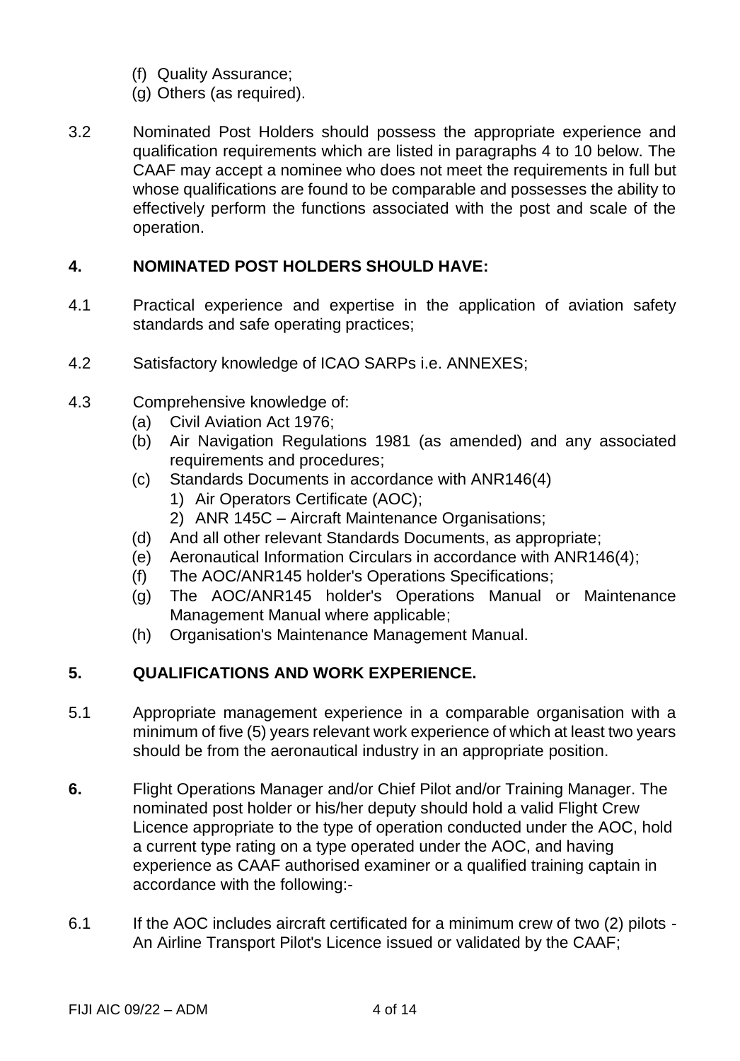(f) Quality Assurance;
(g) Others (as required).

3.2 Nominated Post Holders should possess the appropriate experience and qualification requirements which are listed in paragraphs 4 to 10 below. The CAAF may accept a nominee who does not meet the requirements in full but whose qualifications are found to be comparable and possesses the ability to effectively perform the functions associated with the post and scale of the operation.

## 4. NOMINATED POST HOLDERS SHOULD HAVE:

4.1 Practical experience and expertise in the application of aviation safety standards and safe operating practices;

4.2 Satisfactory knowledge of ICAO SARPs i.e. ANNEXES;

4.3 Comprehensive knowledge of:

- (a) Civil Aviation Act 1976;
- (b) Air Navigation Regulations 1981 (as amended) and any associated requirements and procedures;
- (c) Standards Documents in accordance with ANR146(4)
  1) Air Operators Certificate (AOC);
  2) ANR 145C – Aircraft Maintenance Organisations;
- (d) And all other relevant Standards Documents, as appropriate;
- (e) Aeronautical Information Circulars in accordance with ANR146(4);
- (f) The AOC/ANR145 holder's Operations Specifications;
- (g) The AOC/ANR145 holder's Operations Manual or Maintenance Management Manual where applicable;
- (h) Organisation's Maintenance Management Manual.

## 5. QUALIFICATIONS AND WORK EXPERIENCE.

5.1 Appropriate management experience in a comparable organisation with a minimum of five (5) years relevant work experience of which at least two years should be from the aeronautical industry in an appropriate position.

**6.** Flight Operations Manager and/or Chief Pilot and/or Training Manager. The nominated post holder or his/her deputy should hold a valid Flight Crew Licence appropriate to the type of operation conducted under the AOC, hold a current type rating on a type operated under the AOC, and having experience as CAAF authorised examiner or a qualified training captain in accordance with the following:-

6.1 If the AOC includes aircraft certificated for a minimum crew of two (2) pilots - An Airline Transport Pilot's Licence issued or validated by the CAAF;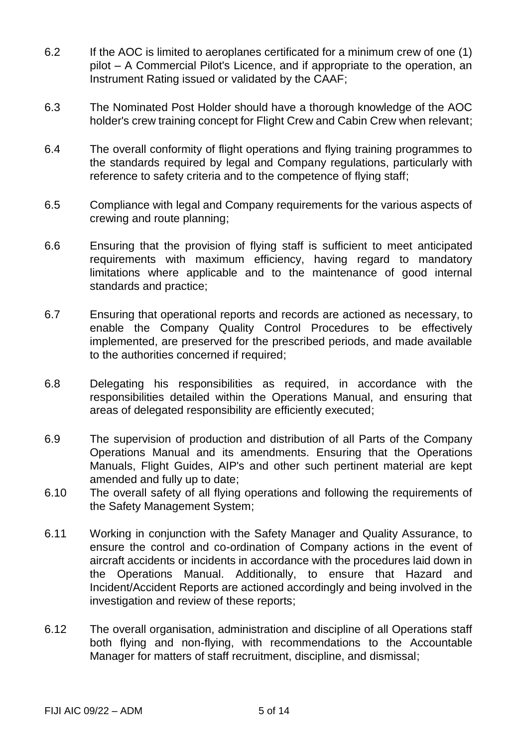6.2 If the AOC is limited to aeroplanes certificated for a minimum crew of one (1) pilot – A Commercial Pilot's Licence, and if appropriate to the operation, an Instrument Rating issued or validated by the CAAF;

6.3 The Nominated Post Holder should have a thorough knowledge of the AOC holder's crew training concept for Flight Crew and Cabin Crew when relevant;

6.4 The overall conformity of flight operations and flying training programmes to the standards required by legal and Company regulations, particularly with reference to safety criteria and to the competence of flying staff;

6.5 Compliance with legal and Company requirements for the various aspects of crewing and route planning;

6.6 Ensuring that the provision of flying staff is sufficient to meet anticipated requirements with maximum efficiency, having regard to mandatory limitations where applicable and to the maintenance of good internal standards and practice;

6.7 Ensuring that operational reports and records are actioned as necessary, to enable the Company Quality Control Procedures to be effectively implemented, are preserved for the prescribed periods, and made available to the authorities concerned if required;

6.8 Delegating his responsibilities as required, in accordance with the responsibilities detailed within the Operations Manual, and ensuring that areas of delegated responsibility are efficiently executed;

6.9 The supervision of production and distribution of all Parts of the Company Operations Manual and its amendments. Ensuring that the Operations Manuals, Flight Guides, AIP's and other such pertinent material are kept amended and fully up to date;

6.10 The overall safety of all flying operations and following the requirements of the Safety Management System;

6.11 Working in conjunction with the Safety Manager and Quality Assurance, to ensure the control and co-ordination of Company actions in the event of aircraft accidents or incidents in accordance with the procedures laid down in the Operations Manual. Additionally, to ensure that Hazard and Incident/Accident Reports are actioned accordingly and being involved in the investigation and review of these reports;

6.12 The overall organisation, administration and discipline of all Operations staff both flying and non-flying, with recommendations to the Accountable Manager for matters of staff recruitment, discipline, and dismissal;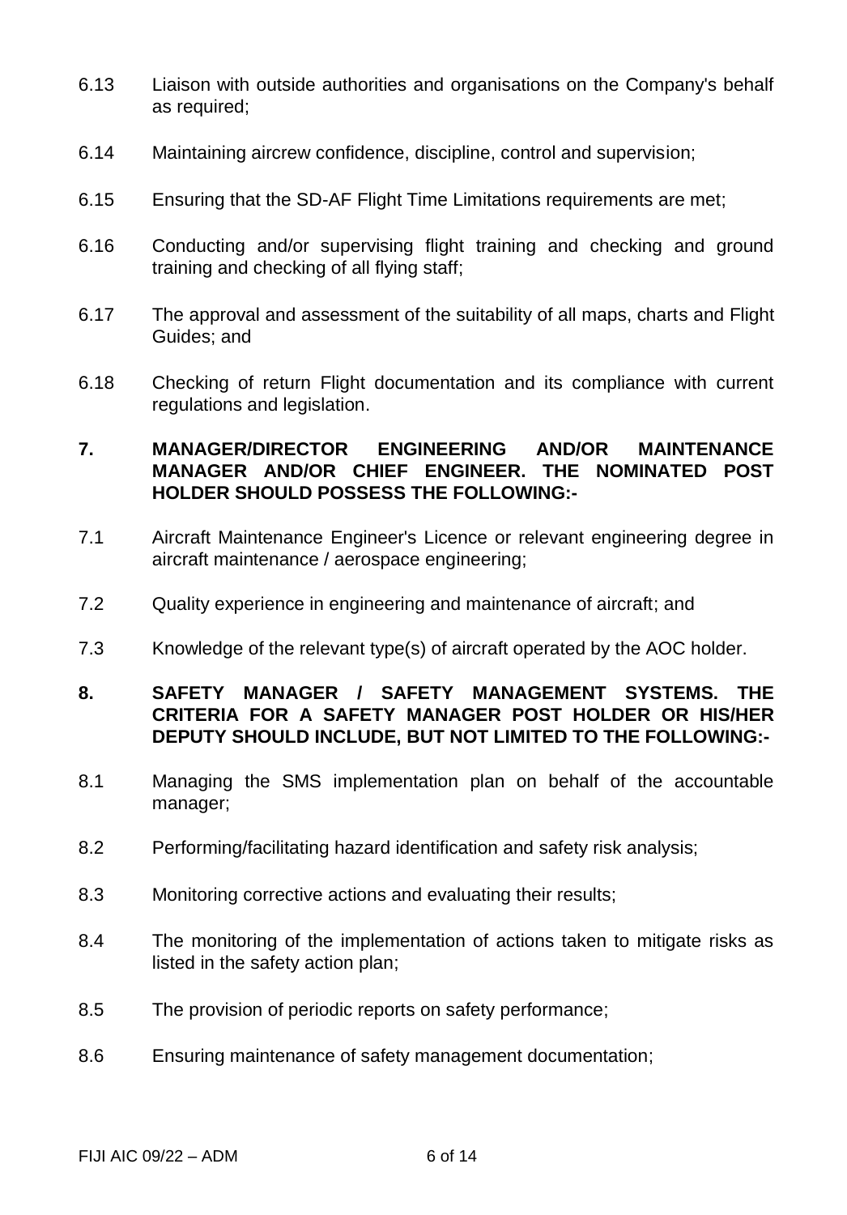6.13 Liaison with outside authorities and organisations on the Company's behalf as required;

6.14 Maintaining aircrew confidence, discipline, control and supervision;

6.15 Ensuring that the SD-AF Flight Time Limitations requirements are met;

6.16 Conducting and/or supervising flight training and checking and ground training and checking of all flying staff;

6.17 The approval and assessment of the suitability of all maps, charts and Flight Guides; and

6.18 Checking of return Flight documentation and its compliance with current regulations and legislation.

## 7. MANAGER/DIRECTOR ENGINEERING AND/OR MAINTENANCE MANAGER AND/OR CHIEF ENGINEER. THE NOMINATED POST HOLDER SHOULD POSSESS THE FOLLOWING:-

7.1 Aircraft Maintenance Engineer's Licence or relevant engineering degree in aircraft maintenance / aerospace engineering;

7.2 Quality experience in engineering and maintenance of aircraft; and

7.3 Knowledge of the relevant type(s) of aircraft operated by the AOC holder.

## 8. SAFETY MANAGER / SAFETY MANAGEMENT SYSTEMS. THE CRITERIA FOR A SAFETY MANAGER POST HOLDER OR HIS/HER DEPUTY SHOULD INCLUDE, BUT NOT LIMITED TO THE FOLLOWING:-

8.1 Managing the SMS implementation plan on behalf of the accountable manager;

8.2 Performing/facilitating hazard identification and safety risk analysis;

8.3 Monitoring corrective actions and evaluating their results;

8.4 The monitoring of the implementation of actions taken to mitigate risks as listed in the safety action plan;

8.5 The provision of periodic reports on safety performance;

8.6 Ensuring maintenance of safety management documentation;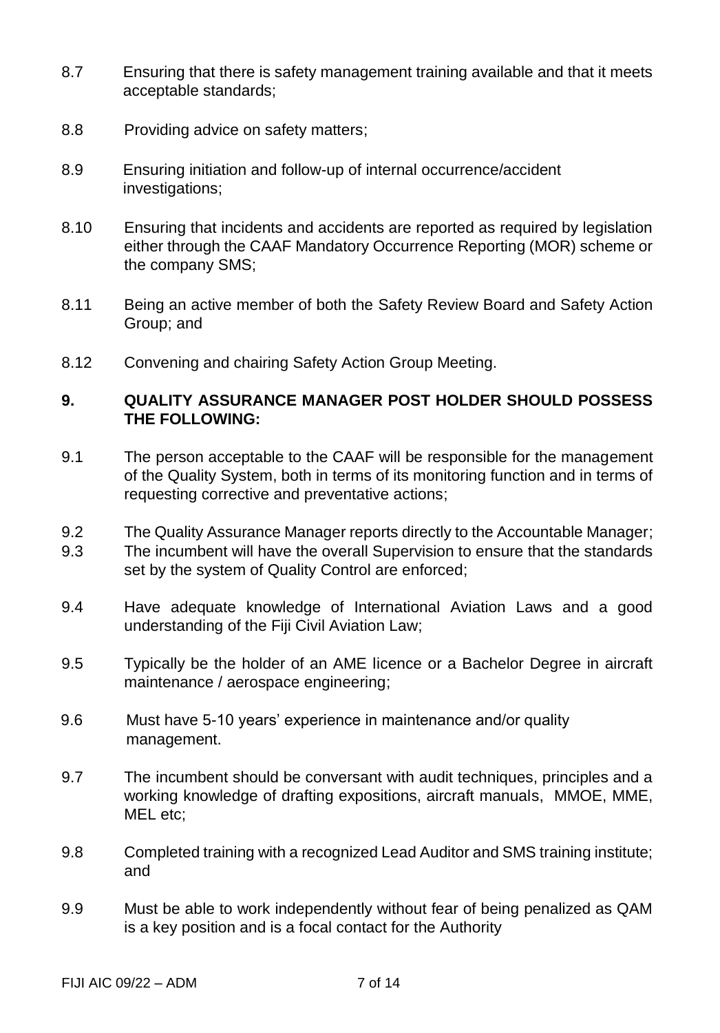8.7 Ensuring that there is safety management training available and that it meets acceptable standards;

8.8 Providing advice on safety matters;

8.9 Ensuring initiation and follow-up of internal occurrence/accident investigations;

8.10 Ensuring that incidents and accidents are reported as required by legislation either through the CAAF Mandatory Occurrence Reporting (MOR) scheme or the company SMS;

8.11 Being an active member of both the Safety Review Board and Safety Action Group; and

8.12 Convening and chairing Safety Action Group Meeting.

## 9. QUALITY ASSURANCE MANAGER POST HOLDER SHOULD POSSESS THE FOLLOWING:

9.1 The person acceptable to the CAAF will be responsible for the management of the Quality System, both in terms of its monitoring function and in terms of requesting corrective and preventative actions;

9.2 The Quality Assurance Manager reports directly to the Accountable Manager;

9.3 The incumbent will have the overall Supervision to ensure that the standards set by the system of Quality Control are enforced;

9.4 Have adequate knowledge of International Aviation Laws and a good understanding of the Fiji Civil Aviation Law;

9.5 Typically be the holder of an AME licence or a Bachelor Degree in aircraft maintenance / aerospace engineering;

9.6 Must have 5-10 years' experience in maintenance and/or quality management.

9.7 The incumbent should be conversant with audit techniques, principles and a working knowledge of drafting expositions, aircraft manuals, MMOE, MME, MEL etc;

9.8 Completed training with a recognized Lead Auditor and SMS training institute; and

9.9 Must be able to work independently without fear of being penalized as QAM is a key position and is a focal contact for the Authority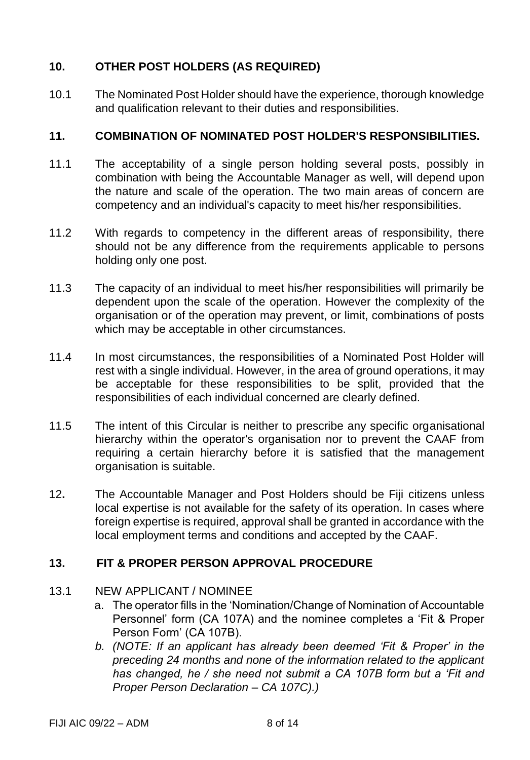## 10. OTHER POST HOLDERS (AS REQUIRED)

10.1 The Nominated Post Holder should have the experience, thorough knowledge and qualification relevant to their duties and responsibilities.

## 11. COMBINATION OF NOMINATED POST HOLDER'S RESPONSIBILITIES.

11.1 The acceptability of a single person holding several posts, possibly in combination with being the Accountable Manager as well, will depend upon the nature and scale of the operation. The two main areas of concern are competency and an individual's capacity to meet his/her responsibilities.

11.2 With regards to competency in the different areas of responsibility, there should not be any difference from the requirements applicable to persons holding only one post.

11.3 The capacity of an individual to meet his/her responsibilities will primarily be dependent upon the scale of the operation. However the complexity of the organisation or of the operation may prevent, or limit, combinations of posts which may be acceptable in other circumstances.

11.4 In most circumstances, the responsibilities of a Nominated Post Holder will rest with a single individual. However, in the area of ground operations, it may be acceptable for these responsibilities to be split, provided that the responsibilities of each individual concerned are clearly defined.

11.5 The intent of this Circular is neither to prescribe any specific organisational hierarchy within the operator's organisation nor to prevent the CAAF from requiring a certain hierarchy before it is satisfied that the management organisation is suitable.

**12.** The Accountable Manager and Post Holders should be Fiji citizens unless local expertise is not available for the safety of its operation. In cases where foreign expertise is required, approval shall be granted in accordance with the local employment terms and conditions and accepted by the CAAF.

## 13. FIT & PROPER PERSON APPROVAL PROCEDURE

13.1 NEW APPLICANT / NOMINEE

a. The operator fills in the 'Nomination/Change of Nomination of Accountable Personnel' form (CA 107A) and the nominee completes a 'Fit & Proper Person Form' (CA 107B).

*b. (NOTE: If an applicant has already been deemed 'Fit & Proper' in the preceding 24 months and none of the information related to the applicant has changed, he / she need not submit a CA 107B form but a 'Fit and Proper Person Declaration – CA 107C).)*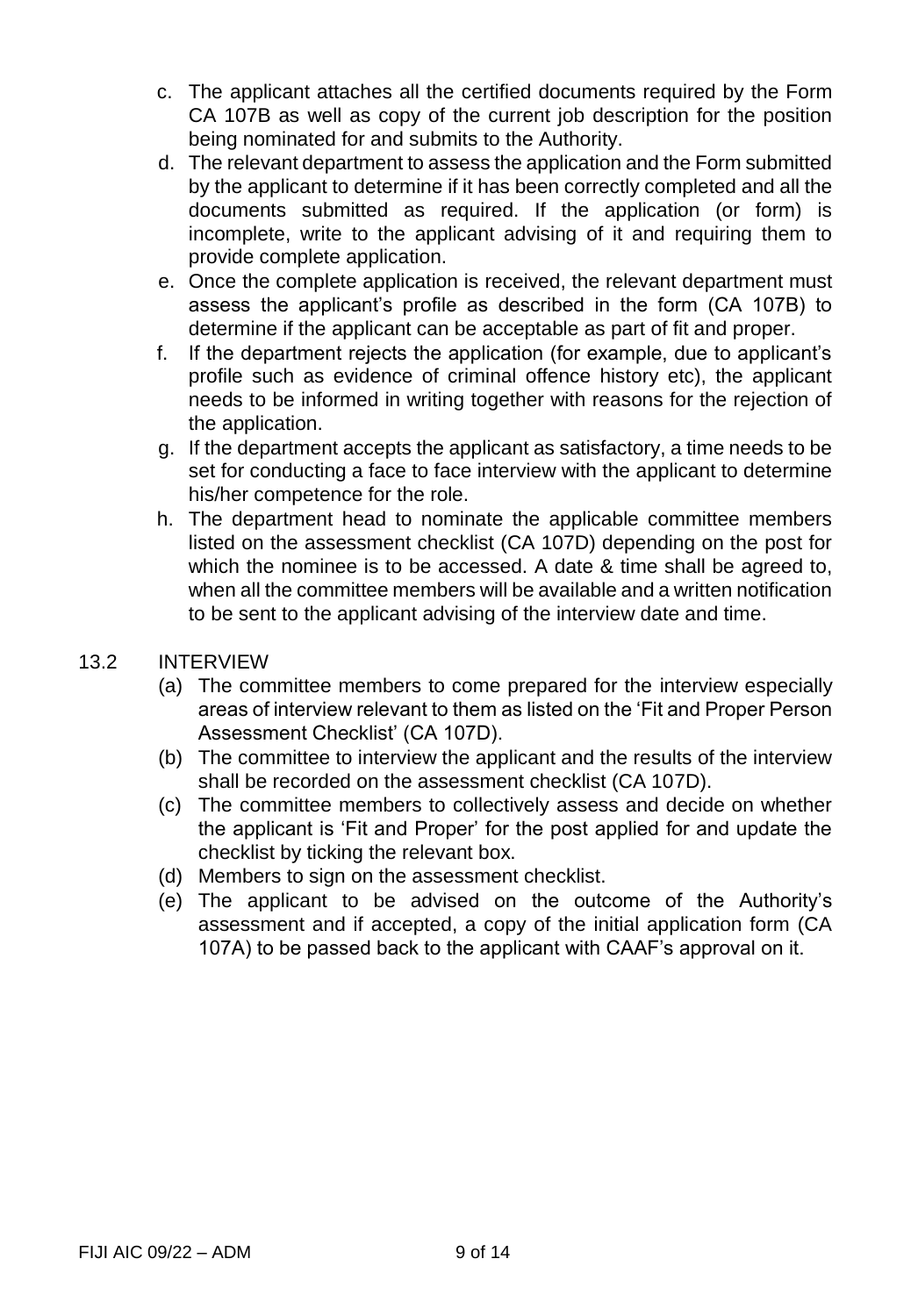c. The applicant attaches all the certified documents required by the Form CA 107B as well as copy of the current job description for the position being nominated for and submits to the Authority.

d. The relevant department to assess the application and the Form submitted by the applicant to determine if it has been correctly completed and all the documents submitted as required. If the application (or form) is incomplete, write to the applicant advising of it and requiring them to provide complete application.

e. Once the complete application is received, the relevant department must assess the applicant's profile as described in the form (CA 107B) to determine if the applicant can be acceptable as part of fit and proper.

f. If the department rejects the application (for example, due to applicant's profile such as evidence of criminal offence history etc), the applicant needs to be informed in writing together with reasons for the rejection of the application.

g. If the department accepts the applicant as satisfactory, a time needs to be set for conducting a face to face interview with the applicant to determine his/her competence for the role.

h. The department head to nominate the applicable committee members listed on the assessment checklist (CA 107D) depending on the post for which the nominee is to be accessed. A date & time shall be agreed to, when all the committee members will be available and a written notification to be sent to the applicant advising of the interview date and time.

## 13.2 INTERVIEW

(a) The committee members to come prepared for the interview especially areas of interview relevant to them as listed on the 'Fit and Proper Person Assessment Checklist' (CA 107D).

(b) The committee to interview the applicant and the results of the interview shall be recorded on the assessment checklist (CA 107D).

(c) The committee members to collectively assess and decide on whether the applicant is 'Fit and Proper' for the post applied for and update the checklist by ticking the relevant box.

(d) Members to sign on the assessment checklist.

(e) The applicant to be advised on the outcome of the Authority's assessment and if accepted, a copy of the initial application form (CA 107A) to be passed back to the applicant with CAAF's approval on it.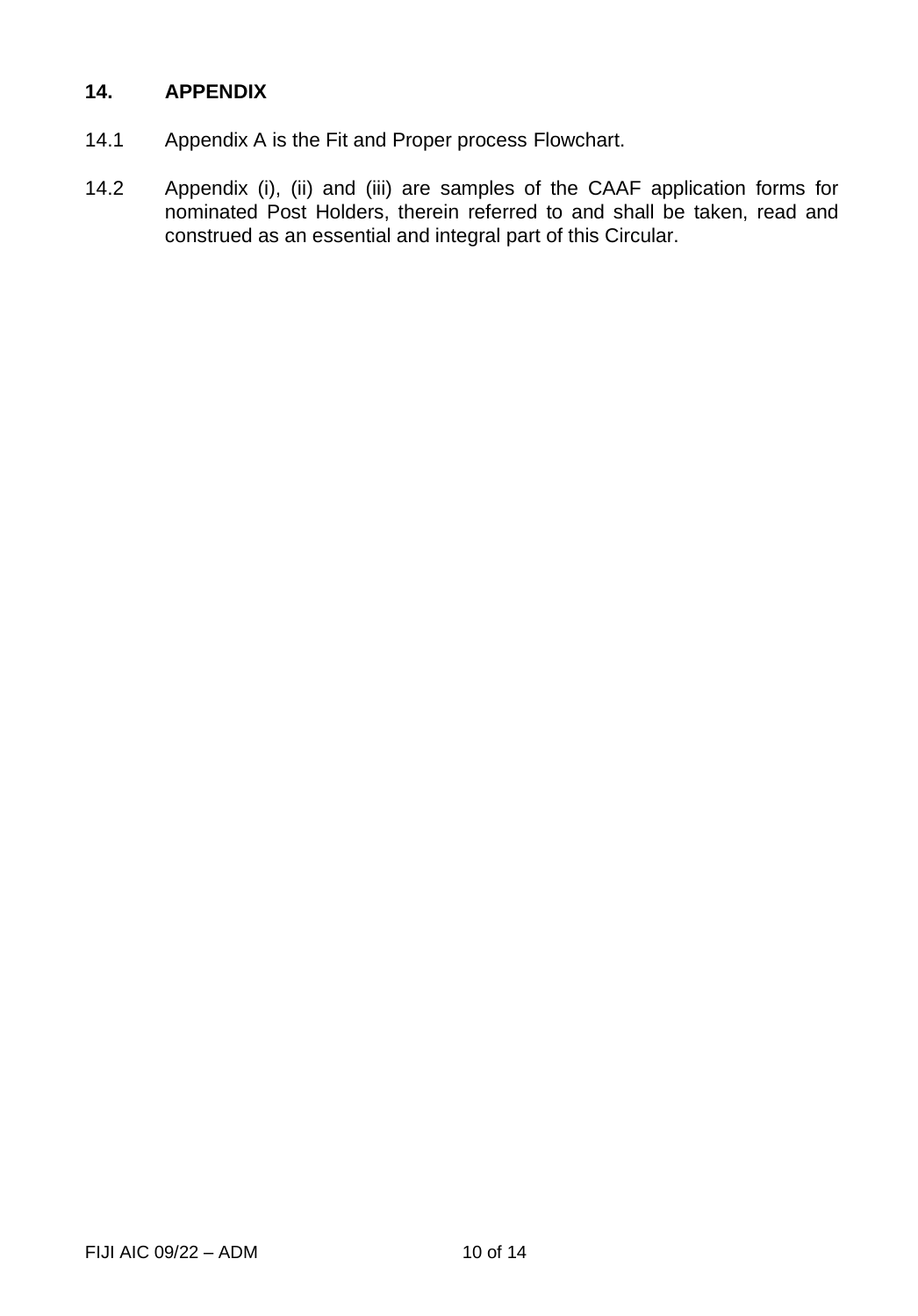## 14. APPENDIX

14.1 Appendix A is the Fit and Proper process Flowchart.

14.2 Appendix (i), (ii) and (iii) are samples of the CAAF application forms for nominated Post Holders, therein referred to and shall be taken, read and construed as an essential and integral part of this Circular.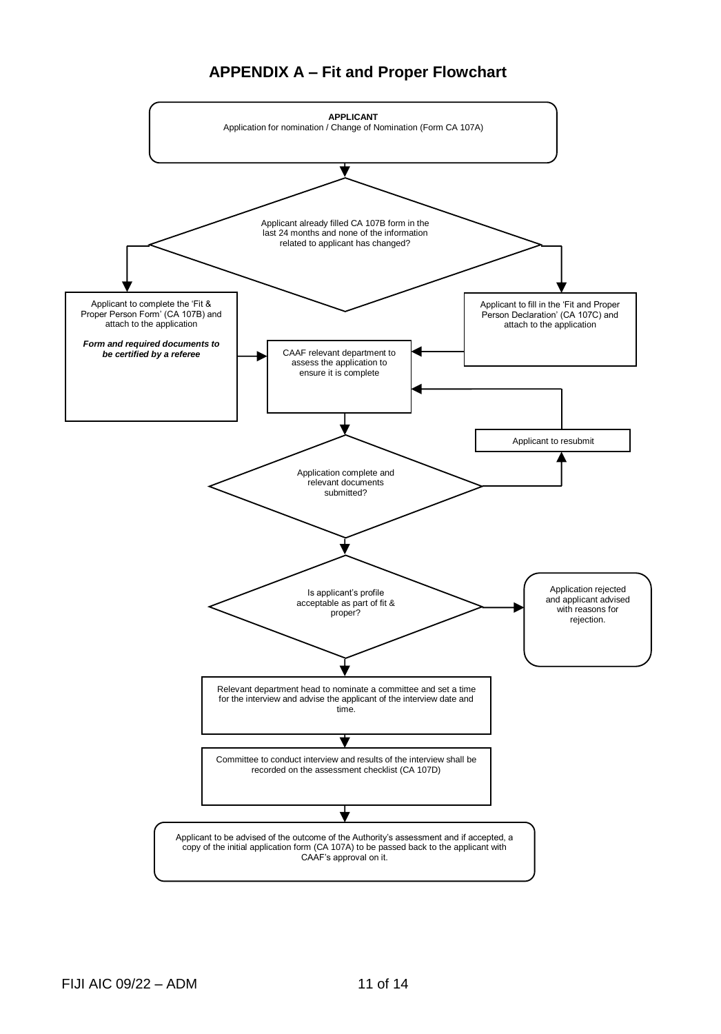# APPENDIX A – Fit and Proper Flowchart

**APPLICANT**
Application for nomination / Change of Nomination (Form CA 107A)

Applicant already filled CA 107B form in the last 24 months and none of the information related to applicant has changed?

Applicant to complete the 'Fit & Proper Person Form' (CA 107B) and attach to the application

***Form and required documents to be certified by a referee***

Applicant to fill in the 'Fit and Proper Person Declaration' (CA 107C) and attach to the application

CAAF relevant department to assess the application to ensure it is complete

Application complete and relevant documents submitted?

Applicant to resubmit

Is applicant's profile acceptable as part of fit & proper?

Application rejected and applicant advised with reasons for rejection.

Relevant department head to nominate a committee and set a time for the interview and advise the applicant of the interview date and time.

Committee to conduct interview and results of the interview shall be recorded on the assessment checklist (CA 107D)

Applicant to be advised of the outcome of the Authority's assessment and if accepted, a copy of the initial application form (CA 107A) to be passed back to the applicant with CAAF's approval on it.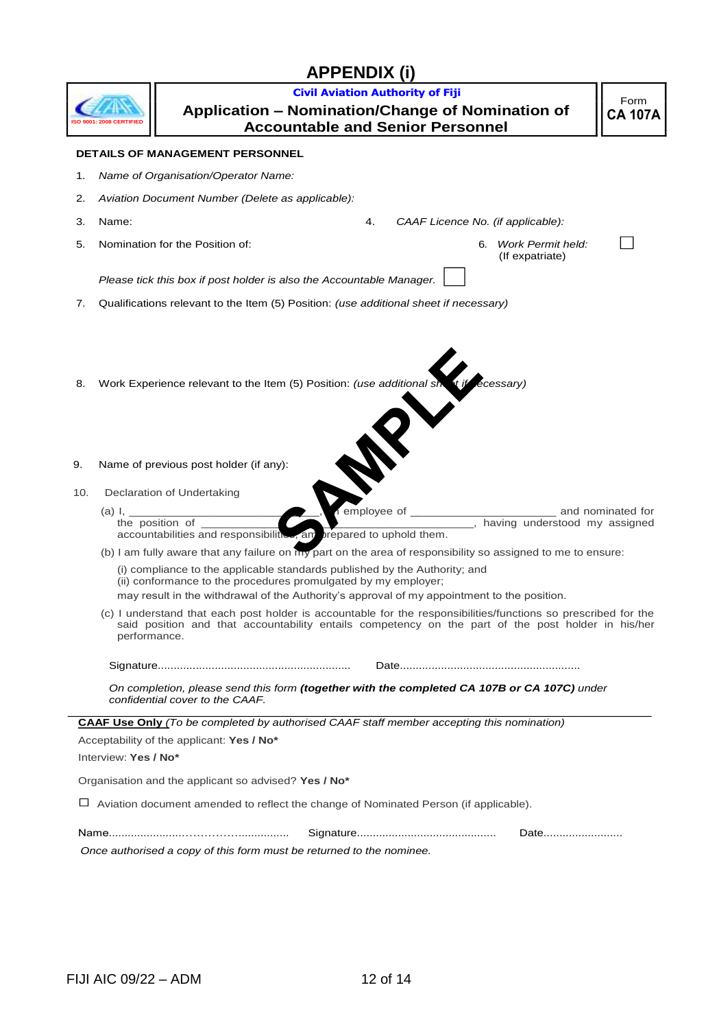# APPENDIX (i)

| | **Civil Aviation Authority of Fiji** **Application – Nomination/Change of Nomination of Accountable and Senior Personnel** | Form **CA 107A** |
|---|---|---|

ISO 9001: 2008 CERTIFIED

**DETAILS OF MANAGEMENT PERSONNEL**

1. *Name of Organisation/Operator Name:*

2. *Aviation Document Number (Delete as applicable):*

3. Name:

4. *CAAF Licence No. (if applicable):*

5. Nomination for the Position of:

6. *Work Permit held:* (If expatriate) ☐

*Please tick this box if post holder is also the Accountable Manager.* ☐

7. Qualifications relevant to the Item (5) Position: *(use additional sheet if necessary)*

8. Work Experience relevant to the Item (5) Position: *(use additional sheet if necessary)*

SAMPLE

9. Name of previous post holder (if any):

10. Declaration of Undertaking

(a) I, ____________________________, an employee of ______________________ and nominated for the position of ____________________________________, having understood my assigned accountabilities and responsibilities, am prepared to uphold them.

(b) I am fully aware that any failure on my part on the area of responsibility so assigned to me to ensure:

(i) compliance to the applicable standards published by the Authority; and
(ii) conformance to the procedures promulgated by my employer;
may result in the withdrawal of the Authority's approval of my appointment to the position.

(c) I understand that each post holder is accountable for the responsibilities/functions so prescribed for the said position and that accountability entails competency on the part of the post holder in his/her performance.

Signature............................................................ Date........................................................

*On completion, please send this form* ***(together with the completed CA 107B or CA 107C)*** *under confidential cover to the CAAF.*

---

**CAAF Use Only** *(To be completed by authorised CAAF staff member accepting this nomination)*

Acceptability of the applicant: **Yes / No***

Interview: **Yes / No***

Organisation and the applicant so advised? **Yes / No***

☐ Aviation document amended to reflect the change of Nominated Person (if applicable).

Name.......................……………................ Signature........................................... Date.........................

*Once authorised a copy of this form must be returned to the nominee.*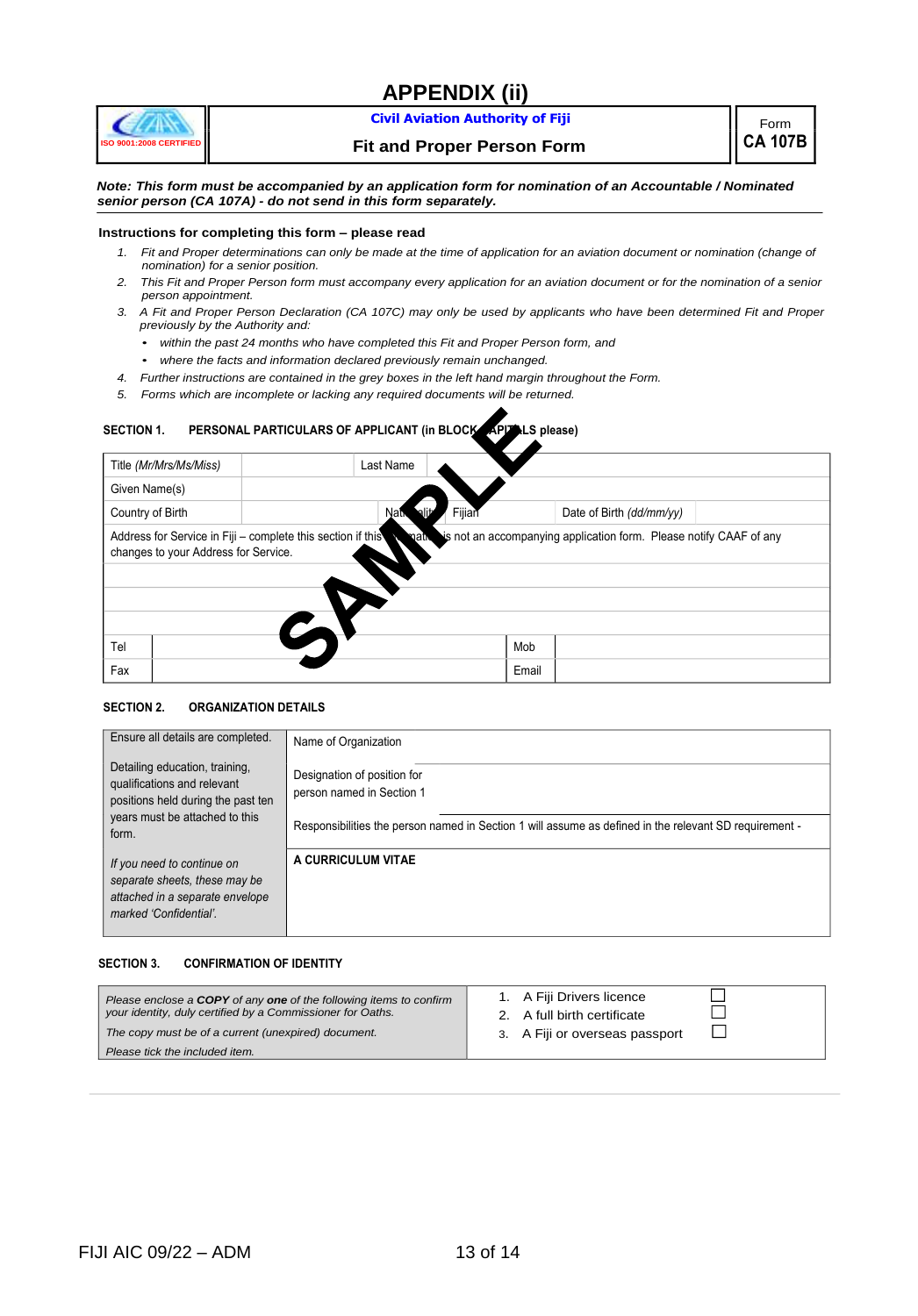# APPENDIX (ii)

ISO 9001:2008 CERTIFIED

**Civil Aviation Authority of Fiji**

**Fit and Proper Person Form**

Form **CA 107B**

***Note: This form must be accompanied by an application form for nomination of an Accountable / Nominated senior person (CA 107A) - do not send in this form separately.***

**Instructions for completing this form – please read**

1. *Fit and Proper determinations can only be made at the time of application for an aviation document or nomination (change of nomination) for a senior position.*
2. *This Fit and Proper Person form must accompany every application for an aviation document or for the nomination of a senior person appointment.*
3. *A Fit and Proper Person Declaration (CA 107C) may only be used by applicants who have been determined Fit and Proper previously by the Authority and:*
   - *within the past 24 months who have completed this Fit and Proper Person form, and*
   - *where the facts and information declared previously remain unchanged.*
4. *Further instructions are contained in the grey boxes in the left hand margin throughout the Form.*
5. *Forms which are incomplete or lacking any required documents will be returned.*

SAMPLE

**SECTION 1. PERSONAL PARTICULARS OF APPLICANT (in BLOCK CAPITALS please)**

| | | | | | |
|---|---|---|---|---|---|
| Title *(Mr/Mrs/Ms/Miss)* | | Last Name | | | |
| Given Name(s) | | | | | |
| Country of Birth | | Nationality | Fijian | Date of Birth *(dd/mm/yy)* | |
| Address for Service in Fiji – complete this section if this nomination is not an accompanying application form. Please notify CAAF of any changes to your Address for Service. | | | | | |
| | | | | | |
| | | | | | |
| | | | | | |
| Tel | | | Mob | | |
| Fax | | | Email | | |

**SECTION 2. ORGANIZATION DETAILS**

| | |
|---|---|
| Ensure all details are completed.<br><br>Detailing education, training, qualifications and relevant positions held during the past ten years must be attached to this form.<br><br>*If you need to continue on separate sheets, these may be attached in a separate envelope marked 'Confidential'.* | Name of Organization<br><br>Designation of position for person named in Section 1<br><br>Responsibilities the person named in Section 1 will assume as defined in the relevant SD requirement -<br><br>**A CURRICULUM VITAE** |

**SECTION 3. CONFIRMATION OF IDENTITY**

| | |
|---|---|
| *Please enclose a* ***COPY*** *of any* ***one*** *of the following items to confirm your identity, duly certified by a Commissioner for Oaths.*<br><br>*The copy must be of a current (unexpired) document.*<br><br>*Please tick the included item.* | 1. A Fiji Drivers licence ☐<br>2. A full birth certificate ☐<br>3. A Fiji or overseas passport ☐ |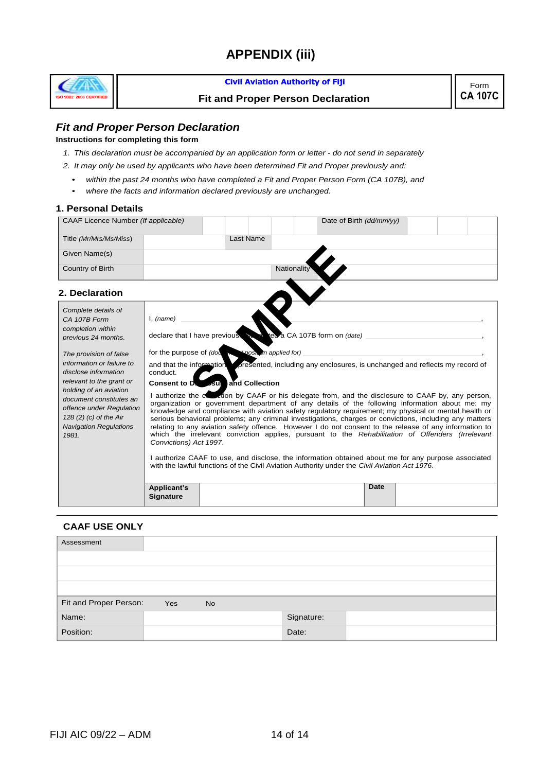# APPENDIX (iii)

| ISO 9001: 2008 CERTIFIED | Civil Aviation Authority of Fiji<br>Fit and Proper Person Declaration | Form<br>CA 107C |
|---|---|---|

## *Fit and Proper Person Declaration*

**Instructions for completing this form**

1. *This declaration must be accompanied by an application form or letter - do not send in separately*
2. *It may only be used by applicants who have been determined Fit and Proper previously and:*
   - *within the past 24 months who have completed a Fit and Proper Person Form (CA 107B), and*
   - *where the facts and information declared previously are unchanged.*

### 1. Personal Details

| | | | | | | | | | | |
|---|---|---|---|---|---|---|---|---|---|---|
| CAAF Licence Number *(If applicable)* | | | | | | Date of Birth *(dd/mm/yy)* | | | | |
| Title *(Mr/Mrs/Ms/Miss)* | | Last Name | | | | | | | | |
| Given Name(s) | | | | | | | | | | |
| Country of Birth | | | Nationality | | | | | | | |

### 2. Declaration

| | |
|---|---|
| *Complete details of CA 107B Form completion within previous 24 months.* | I, *(name)* ______________________________________________,<br>declare that I have previously completed a CA 107B form on *(date)* ____________________,<br>for the purpose of *(document/position applied for)* ______________________________________,<br>and that the information presented, including any enclosures, is unchanged and reflects my record of conduct. |
| *The provision of false information or failure to disclose information relevant to the grant or holding of an aviation document constitutes an offence under Regulation 128 (2) (c) of the Air Navigation Regulations 1981.* | **Consent to Disclosure and Collection**<br>I authorize the collection by CAAF or his delegate from, and the disclosure to CAAF by, any person, organization or government department of any details of the following information about me: my knowledge and compliance with aviation safety regulatory requirement; my physical or mental health or serious behavioral problems; any criminal investigations, charges or convictions, including any matters relating to any aviation safety offence. However I do not consent to the release of any information to which the irrelevant conviction applies, pursuant to the *Rehabilitation of Offenders (Irrelevant Convictions) Act 1997*.<br><br>I authorize CAAF to use, and disclose, the information obtained about me for any purpose associated with the lawful functions of the Civil Aviation Authority under the *Civil Aviation Act 1976*. |

| | | | |
|---|---|---|---|
| **Applicant's Signature** | | **Date** | |

SAMPLE

### CAAF USE ONLY

| | | | | |
|---|---|---|---|---|
| Assessment | | | | |
| | | | | |
| | | | | |
| | | | | |
| Fit and Proper Person: | Yes | No | | |
| Name: | | | Signature: | |
| Position: | | | Date: | |

FIJI AIC 09/22 – ADM